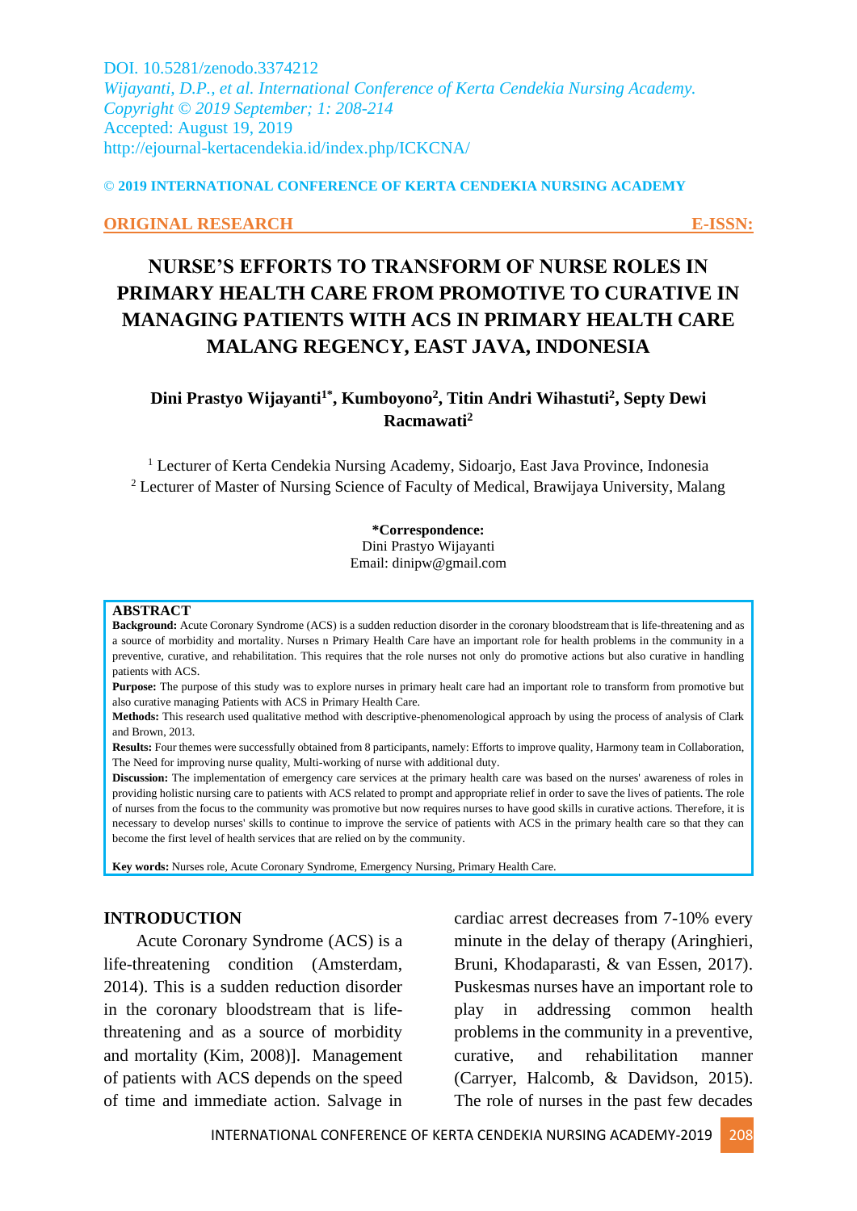DOI. 10.5281/zenodo.3374212
*Wijayanti, D.P., et al. International Conference of Kerta Cendekia Nursing Academy.*
*Copyright © 2019 September; 1: 208-214*
Accepted: August 19, 2019
http://ejournal-kertacendekia.id/index.php/ICKCNA/

**© 2019 INTERNATIONAL CONFERENCE OF KERTA CENDEKIA NURSING ACADEMY**

**ORIGINAL RESEARCH** **E-ISSN:**

# NURSE'S EFFORTS TO TRANSFORM OF NURSE ROLES IN PRIMARY HEALTH CARE FROM PROMOTIVE TO CURATIVE IN MANAGING PATIENTS WITH ACS IN PRIMARY HEALTH CARE MALANG REGENCY, EAST JAVA, INDONESIA

**Dini Prastyo Wijayanti[1*], Kumboyono[2], Titin Andri Wihastuti[2], Septy Dewi Racmawati[2]**

[1] Lecturer of Kerta Cendekia Nursing Academy, Sidoarjo, East Java Province, Indonesia
[2] Lecturer of Master of Nursing Science of Faculty of Medical, Brawijaya University, Malang

**\*Correspondence:**
Dini Prastyo Wijayanti
Email: dinipw@gmail.com

## ABSTRACT

**Background:** Acute Coronary Syndrome (ACS) is a sudden reduction disorder in the coronary bloodstream that is life-threatening and as a source of morbidity and mortality. Nurses n Primary Health Care have an important role for health problems in the community in a preventive, curative, and rehabilitation. This requires that the role nurses not only do promotive actions but also curative in handling patients with ACS.

**Purpose:** The purpose of this study was to explore nurses in primary healt care had an important role to transform from promotive but also curative managing Patients with ACS in Primary Health Care.

**Methods:** This research used qualitative method with descriptive-phenomenological approach by using the process of analysis of Clark and Brown, 2013.

**Results:** Four themes were successfully obtained from 8 participants, namely: Efforts to improve quality, Harmony team in Collaboration, The Need for improving nurse quality, Multi-working of nurse with additional duty.

**Discussion:** The implementation of emergency care services at the primary health care was based on the nurses' awareness of roles in providing holistic nursing care to patients with ACS related to prompt and appropriate relief in order to save the lives of patients. The role of nurses from the focus to the community was promotive but now requires nurses to have good skills in curative actions. Therefore, it is necessary to develop nurses' skills to continue to improve the service of patients with ACS in the primary health care so that they can become the first level of health services that are relied on by the community.

**Key words:** Nurses role, Acute Coronary Syndrome, Emergency Nursing, Primary Health Care.

## INTRODUCTION

Acute Coronary Syndrome (ACS) is a life-threatening condition (Amsterdam, 2014). This is a sudden reduction disorder in the coronary bloodstream that is life-threatening and as a source of morbidity and mortality (Kim, 2008)]. Management of patients with ACS depends on the speed of time and immediate action. Salvage in cardiac arrest decreases from 7-10% every minute in the delay of therapy (Aringhieri, Bruni, Khodaparasti, & van Essen, 2017). Puskesmas nurses have an important role to play in addressing common health problems in the community in a preventive, curative, and rehabilitation manner (Carryer, Halcomb, & Davidson, 2015). The role of nurses in the past few decades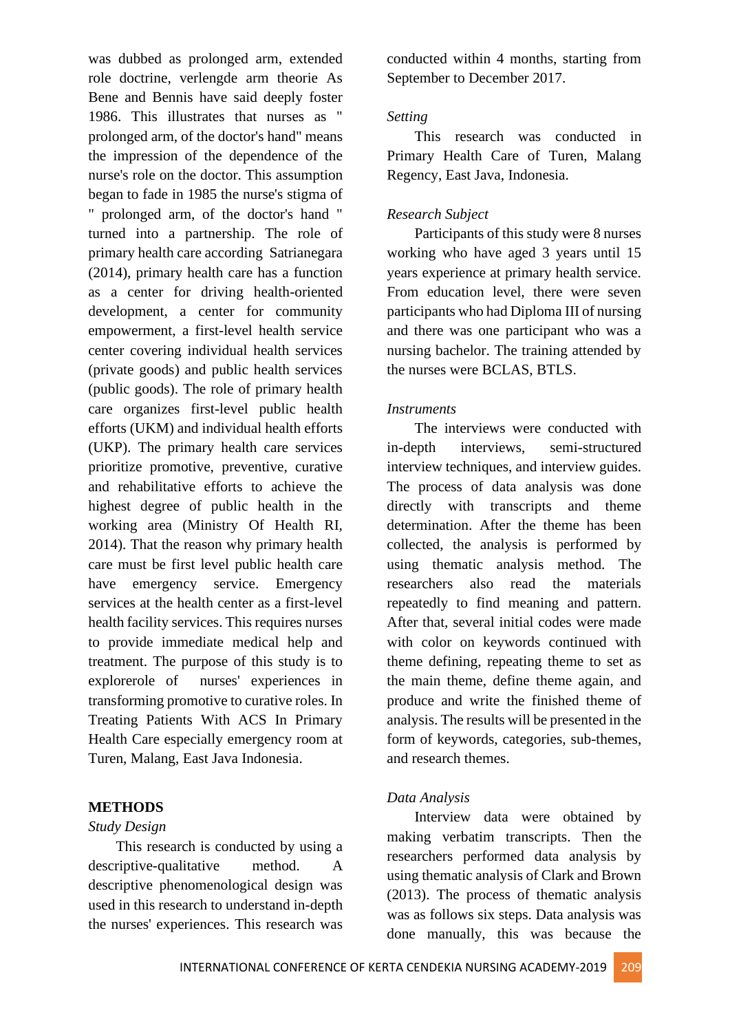was dubbed as prolonged arm, extended role doctrine, verlengde arm theorie As Bene and Bennis have said deeply foster 1986. This illustrates that nurses as " prolonged arm, of the doctor's hand" means the impression of the dependence of the nurse's role on the doctor. This assumption began to fade in 1985 the nurse's stigma of " prolonged arm, of the doctor's hand " turned into a partnership. The role of primary health care according Satrianegara (2014), primary health care has a function as a center for driving health-oriented development, a center for community empowerment, a first-level health service center covering individual health services (private goods) and public health services (public goods). The role of primary health care organizes first-level public health efforts (UKM) and individual health efforts (UKP). The primary health care services prioritize promotive, preventive, curative and rehabilitative efforts to achieve the highest degree of public health in the working area (Ministry Of Health RI, 2014). That the reason why primary health care must be first level public health care have emergency service. Emergency services at the health center as a first-level health facility services. This requires nurses to provide immediate medical help and treatment. The purpose of this study is to explorerole of nurses' experiences in transforming promotive to curative roles. In Treating Patients With ACS In Primary Health Care especially emergency room at Turen, Malang, East Java Indonesia.

## METHODS

*Study Design*

This research is conducted by using a descriptive-qualitative method. A descriptive phenomenological design was used in this research to understand in-depth the nurses' experiences. This research was conducted within 4 months, starting from September to December 2017.

*Setting*

This research was conducted in Primary Health Care of Turen, Malang Regency, East Java, Indonesia.

*Research Subject*

Participants of this study were 8 nurses working who have aged 3 years until 15 years experience at primary health service. From education level, there were seven participants who had Diploma III of nursing and there was one participant who was a nursing bachelor. The training attended by the nurses were BCLAS, BTLS.

*Instruments*

The interviews were conducted with in-depth interviews, semi-structured interview techniques, and interview guides. The process of data analysis was done directly with transcripts and theme determination. After the theme has been collected, the analysis is performed by using thematic analysis method. The researchers also read the materials repeatedly to find meaning and pattern. After that, several initial codes were made with color on keywords continued with theme defining, repeating theme to set as the main theme, define theme again, and produce and write the finished theme of analysis. The results will be presented in the form of keywords, categories, sub-themes, and research themes.

*Data Analysis*

Interview data were obtained by making verbatim transcripts. Then the researchers performed data analysis by using thematic analysis of Clark and Brown (2013). The process of thematic analysis was as follows six steps. Data analysis was done manually, this was because the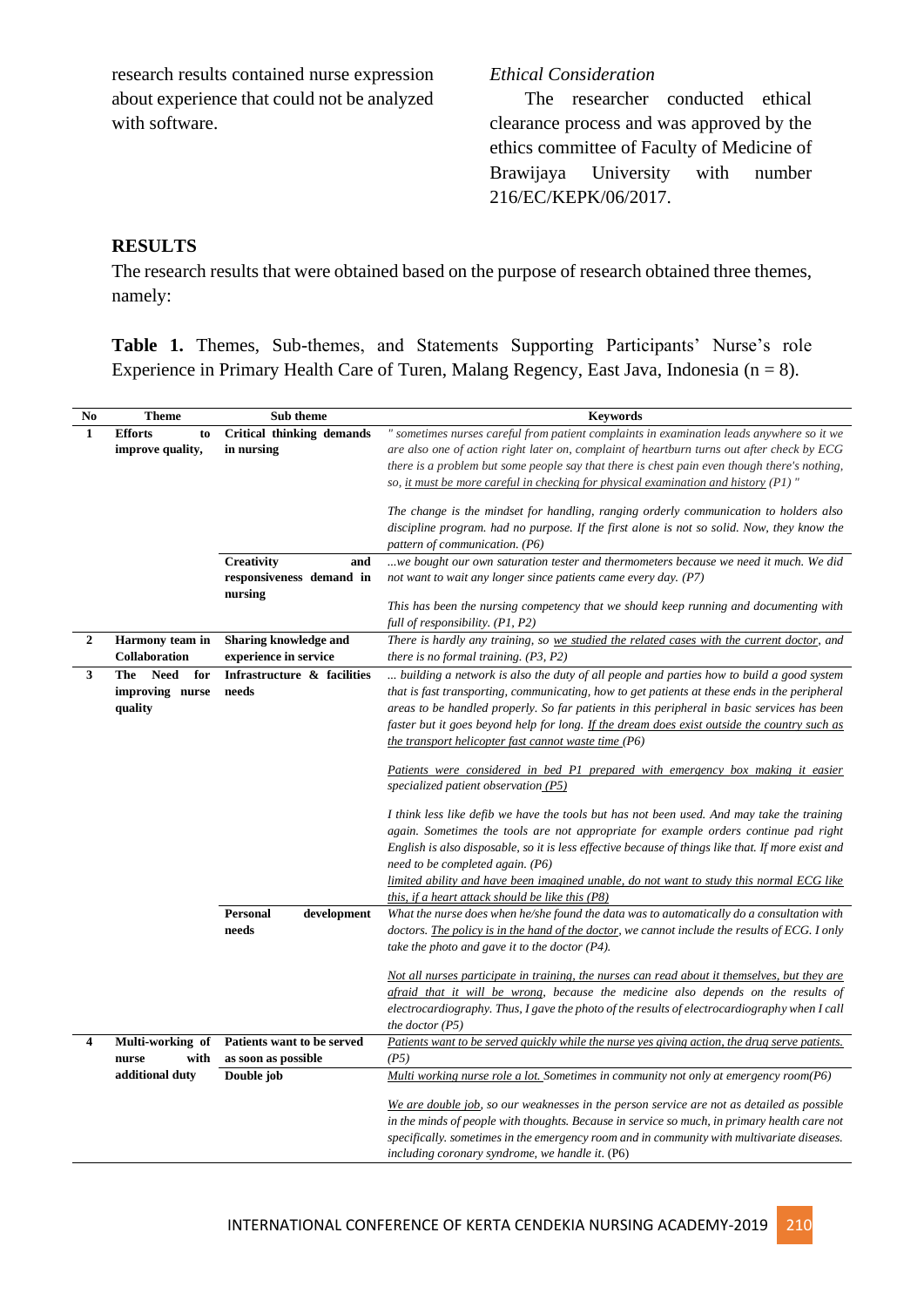research results contained nurse expression about experience that could not be analyzed with software.

*Ethical Consideration*

The researcher conducted ethical clearance process and was approved by the ethics committee of Faculty of Medicine of Brawijaya University with number 216/EC/KEPK/06/2017.

## RESULTS

The research results that were obtained based on the purpose of research obtained three themes, namely:

**Table 1.** Themes, Sub-themes, and Statements Supporting Participants' Nurse's role Experience in Primary Health Care of Turen, Malang Regency, East Java, Indonesia (n = 8).

| No | Theme | Sub theme | Keywords |
|---|---|---|---|
| 1 | **Efforts to improve quality,** | **Critical thinking demands in nursing** | *" sometimes nurses careful from patient complaints in examination leads anywhere so it we are also one of action right later on, complaint of heartburn turns out after check by ECG there is a problem but some people say that there is chest pain even though there's nothing, so, it must be more careful in checking for physical examination and history (P1) "* <br><br> *The change is the mindset for handling, ranging orderly communication to holders also discipline program. had no purpose. If the first alone is not so solid. Now, they know the pattern of communication. (P6)* |
| | | **Creativity and responsiveness demand in nursing** | *...we bought our own saturation tester and thermometers because we need it much. We did not want to wait any longer since patients came every day. (P7)* <br><br> *This has been the nursing competency that we should keep running and documenting with full of responsibility. (P1, P2)* |
| 2 | **Harmony team in Collaboration** | **Sharing knowledge and experience in service** | *There is hardly any training, so we studied the related cases with the current doctor, and there is no formal training. (P3, P2)* |
| 3 | **The Need for improving nurse quality** | **Infrastructure & facilities needs** | *... building a network is also the duty of all people and parties how to build a good system that is fast transporting, communicating, how to get patients at these ends in the peripheral areas to be handled properly. So far patients in this peripheral in basic services has been faster but it goes beyond help for long. If the dream does exist outside the country such as the transport helicopter fast cannot waste time (P6)* <br><br> *Patients were considered in bed P1 prepared with emergency box making it easier specialized patient observation (P5)* <br><br> *I think less like defib we have the tools but has not been used. And may take the training again. Sometimes the tools are not appropriate for example orders continue pad right English is also disposable, so it is less effective because of things like that. If more exist and need to be completed again. (P6)* <br> *limited ability and have been imagined unable, do not want to study this normal ECG like this, if a heart attack should be like this (P8)* |
| | | **Personal development needs** | *What the nurse does when he/she found the data was to automatically do a consultation with doctors. The policy is in the hand of the doctor, we cannot include the results of ECG. I only take the photo and gave it to the doctor (P4).* <br><br> *Not all nurses participate in training, the nurses can read about it themselves, but they are afraid that it will be wrong, because the medicine also depends on the results of electrocardiography. Thus, I gave the photo of the results of electrocardiography when I call the doctor (P5)* |
| 4 | **Multi-working of nurse with additional duty** | **Patients want to be served as soon as possible** | *Patients want to be served quickly while the nurse yes giving action, the drug serve patients. (P5)* |
| | | **Double job** | *Multi working nurse role a lot. Sometimes in community not only at emergency room(P6)* <br><br> *We are double job, so our weaknesses in the person service are not as detailed as possible in the minds of people with thoughts. Because in service so much, in primary health care not specifically. sometimes in the emergency room and in community with multivariate diseases. including coronary syndrome, we handle it.* (P6) |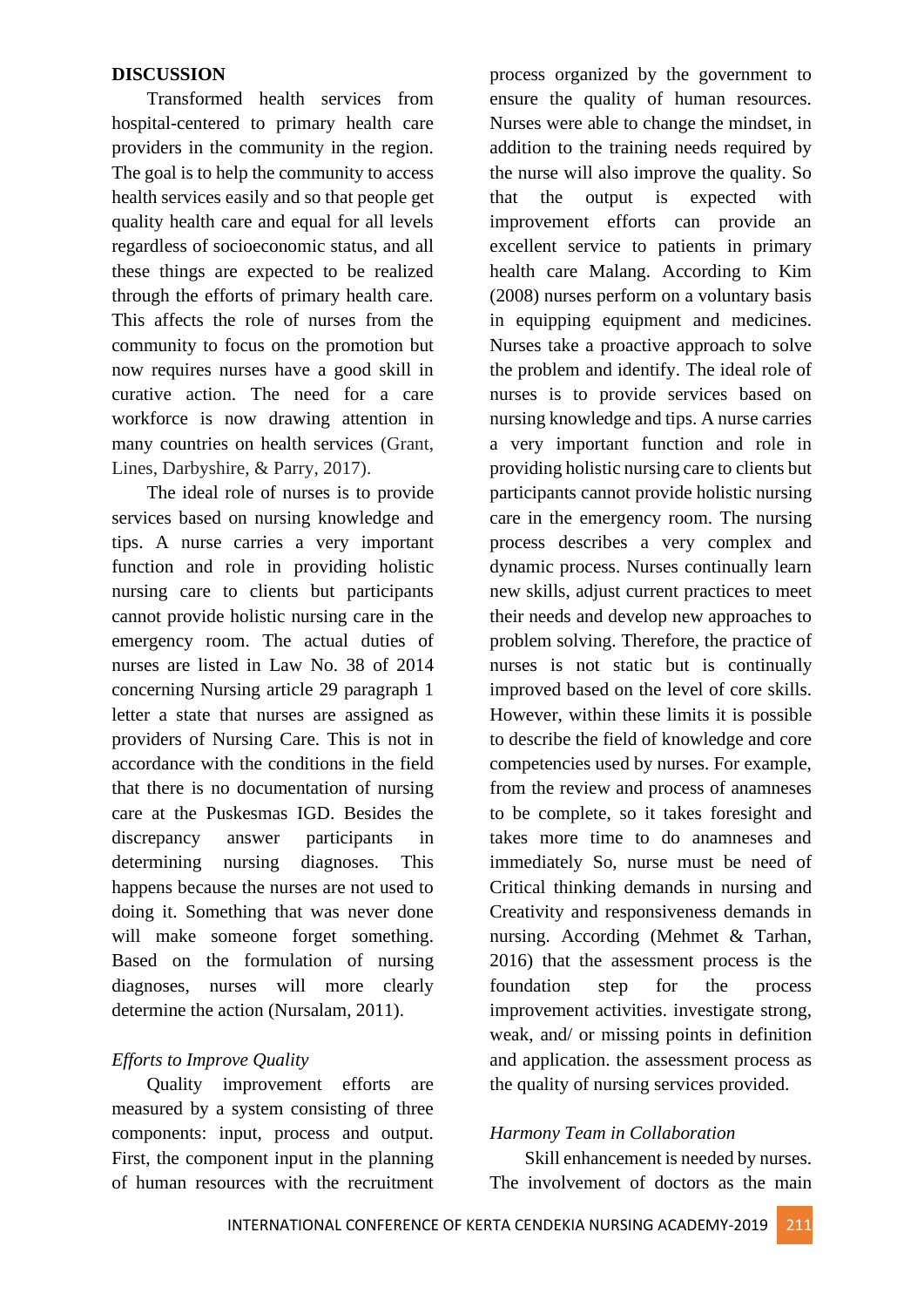## DISCUSSION

Transformed health services from hospital-centered to primary health care providers in the community in the region. The goal is to help the community to access health services easily and so that people get quality health care and equal for all levels regardless of socioeconomic status, and all these things are expected to be realized through the efforts of primary health care. This affects the role of nurses from the community to focus on the promotion but now requires nurses have a good skill in curative action. The need for a care workforce is now drawing attention in many countries on health services (Grant, Lines, Darbyshire, & Parry, 2017).

The ideal role of nurses is to provide services based on nursing knowledge and tips. A nurse carries a very important function and role in providing holistic nursing care to clients but participants cannot provide holistic nursing care in the emergency room. The actual duties of nurses are listed in Law No. 38 of 2014 concerning Nursing article 29 paragraph 1 letter a state that nurses are assigned as providers of Nursing Care. This is not in accordance with the conditions in the field that there is no documentation of nursing care at the Puskesmas IGD. Besides the discrepancy answer participants in determining nursing diagnoses. This happens because the nurses are not used to doing it. Something that was never done will make someone forget something. Based on the formulation of nursing diagnoses, nurses will more clearly determine the action (Nursalam, 2011).

### *Efforts to Improve Quality*

Quality improvement efforts are measured by a system consisting of three components: input, process and output. First, the component input in the planning of human resources with the recruitment process organized by the government to ensure the quality of human resources. Nurses were able to change the mindset, in addition to the training needs required by the nurse will also improve the quality. So that the output is expected with improvement efforts can provide an excellent service to patients in primary health care Malang. According to Kim (2008) nurses perform on a voluntary basis in equipping equipment and medicines. Nurses take a proactive approach to solve the problem and identify. The ideal role of nurses is to provide services based on nursing knowledge and tips. A nurse carries a very important function and role in providing holistic nursing care to clients but participants cannot provide holistic nursing care in the emergency room. The nursing process describes a very complex and dynamic process. Nurses continually learn new skills, adjust current practices to meet their needs and develop new approaches to problem solving. Therefore, the practice of nurses is not static but is continually improved based on the level of core skills. However, within these limits it is possible to describe the field of knowledge and core competencies used by nurses. For example, from the review and process of anamneses to be complete, so it takes foresight and takes more time to do anamneses and immediately So, nurse must be need of Critical thinking demands in nursing and Creativity and responsiveness demands in nursing. According (Mehmet & Tarhan, 2016) that the assessment process is the foundation step for the process improvement activities. investigate strong, weak, and/ or missing points in definition and application. the assessment process as the quality of nursing services provided.

### *Harmony Team in Collaboration*

Skill enhancement is needed by nurses. The involvement of doctors as the main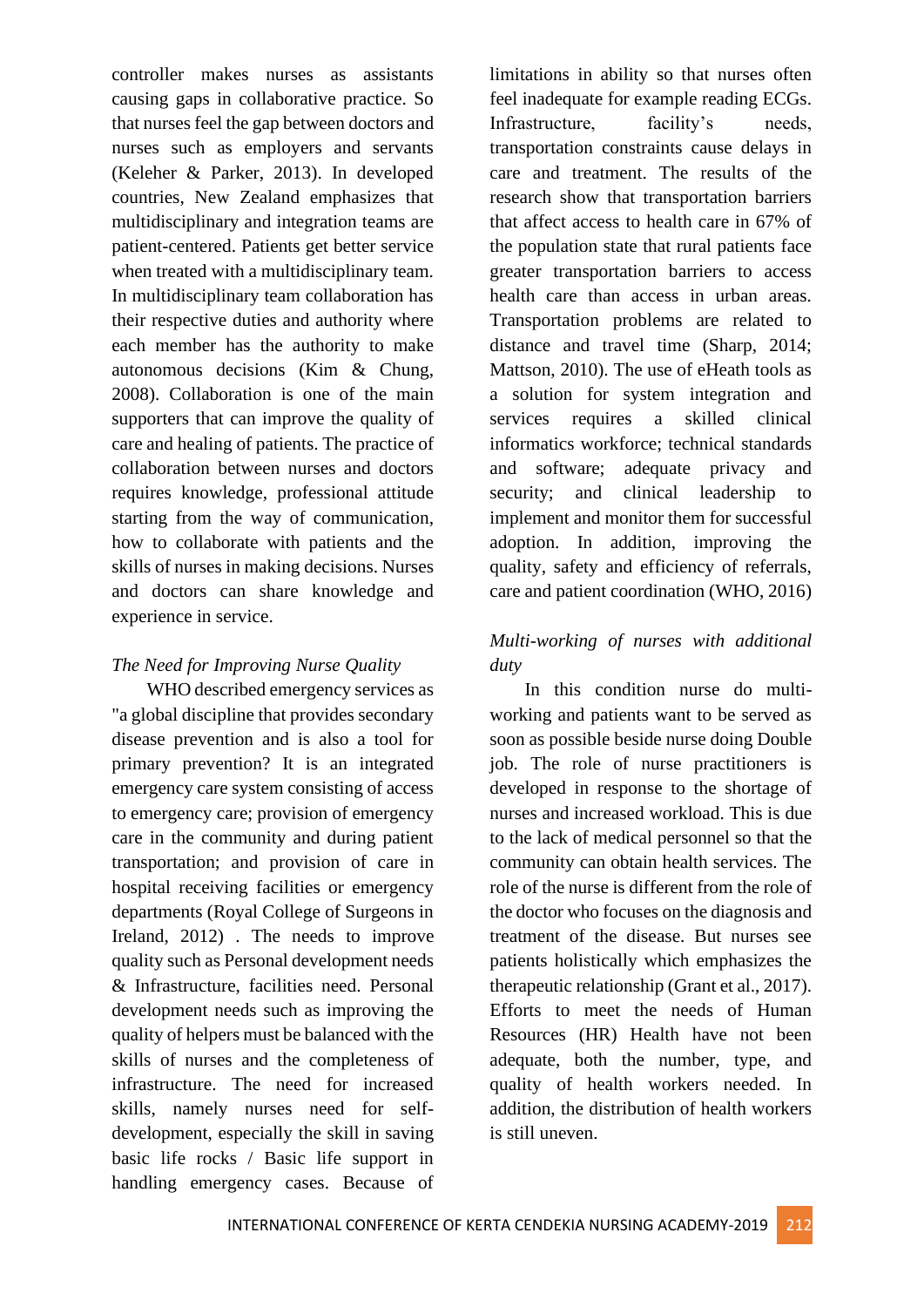controller makes nurses as assistants causing gaps in collaborative practice. So that nurses feel the gap between doctors and nurses such as employers and servants (Keleher & Parker, 2013). In developed countries, New Zealand emphasizes that multidisciplinary and integration teams are patient-centered. Patients get better service when treated with a multidisciplinary team. In multidisciplinary team collaboration has their respective duties and authority where each member has the authority to make autonomous decisions (Kim & Chung, 2008). Collaboration is one of the main supporters that can improve the quality of care and healing of patients. The practice of collaboration between nurses and doctors requires knowledge, professional attitude starting from the way of communication, how to collaborate with patients and the skills of nurses in making decisions. Nurses and doctors can share knowledge and experience in service.

*The Need for Improving Nurse Quality*

WHO described emergency services as "a global discipline that provides secondary disease prevention and is also a tool for primary prevention? It is an integrated emergency care system consisting of access to emergency care; provision of emergency care in the community and during patient transportation; and provision of care in hospital receiving facilities or emergency departments (Royal College of Surgeons in Ireland, 2012) . The needs to improve quality such as Personal development needs & Infrastructure, facilities need. Personal development needs such as improving the quality of helpers must be balanced with the skills of nurses and the completeness of infrastructure. The need for increased skills, namely nurses need for self-development, especially the skill in saving basic life rocks / Basic life support in handling emergency cases. Because of limitations in ability so that nurses often feel inadequate for example reading ECGs. Infrastructure, facility's needs, transportation constraints cause delays in care and treatment. The results of the research show that transportation barriers that affect access to health care in 67% of the population state that rural patients face greater transportation barriers to access health care than access in urban areas. Transportation problems are related to distance and travel time (Sharp, 2014; Mattson, 2010). The use of eHeath tools as a solution for system integration and services requires a skilled clinical informatics workforce; technical standards and software; adequate privacy and security; and clinical leadership to implement and monitor them for successful adoption. In addition, improving the quality, safety and efficiency of referrals, care and patient coordination (WHO, 2016)

*Multi-working of nurses with additional duty*

In this condition nurse do multi-working and patients want to be served as soon as possible beside nurse doing Double job. The role of nurse practitioners is developed in response to the shortage of nurses and increased workload. This is due to the lack of medical personnel so that the community can obtain health services. The role of the nurse is different from the role of the doctor who focuses on the diagnosis and treatment of the disease. But nurses see patients holistically which emphasizes the therapeutic relationship (Grant et al., 2017). Efforts to meet the needs of Human Resources (HR) Health have not been adequate, both the number, type, and quality of health workers needed. In addition, the distribution of health workers is still uneven.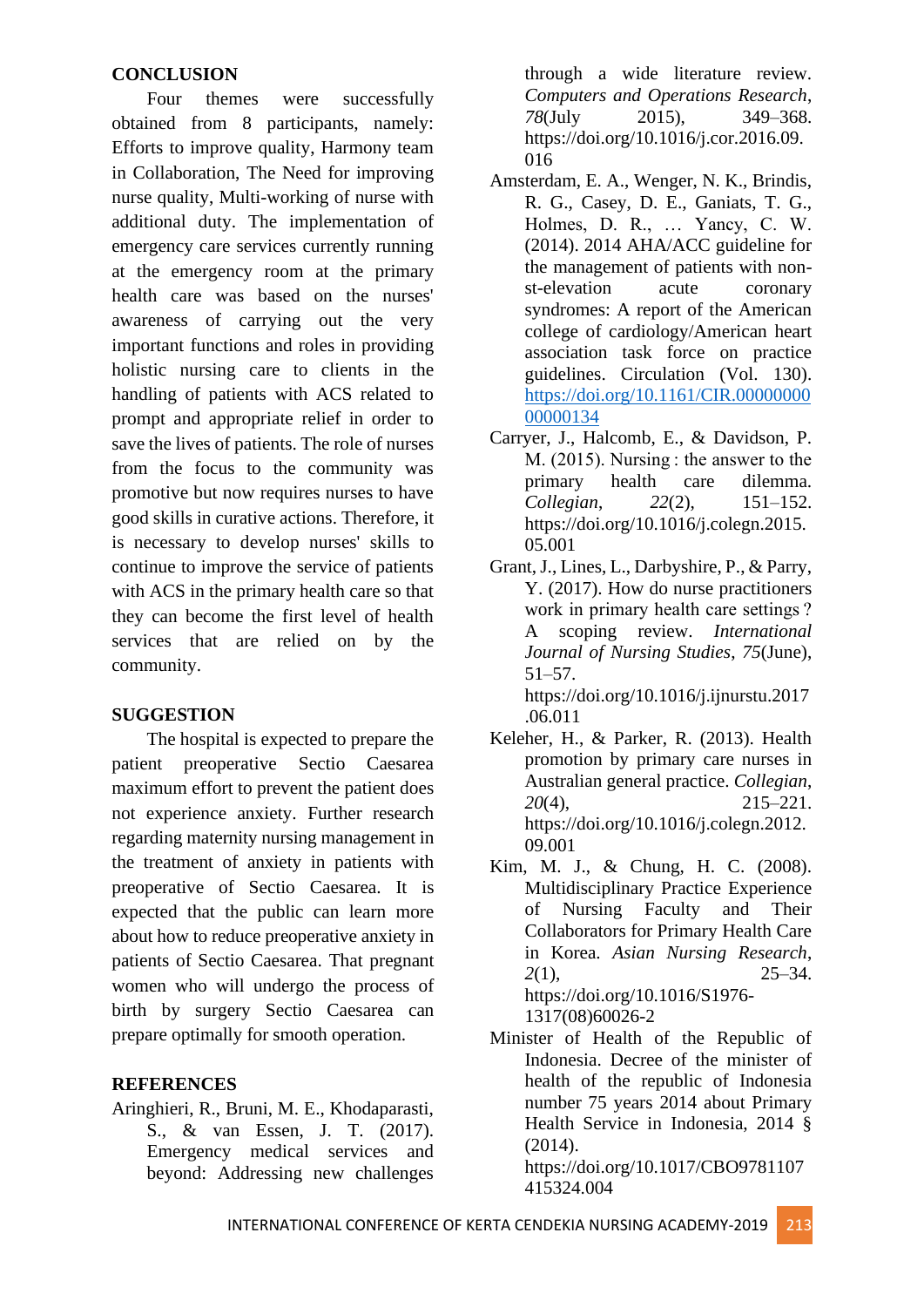## CONCLUSION

Four themes were successfully obtained from 8 participants, namely: Efforts to improve quality, Harmony team in Collaboration, The Need for improving nurse quality, Multi-working of nurse with additional duty. The implementation of emergency care services currently running at the emergency room at the primary health care was based on the nurses' awareness of carrying out the very important functions and roles in providing holistic nursing care to clients in the handling of patients with ACS related to prompt and appropriate relief in order to save the lives of patients. The role of nurses from the focus to the community was promotive but now requires nurses to have good skills in curative actions. Therefore, it is necessary to develop nurses' skills to continue to improve the service of patients with ACS in the primary health care so that they can become the first level of health services that are relied on by the community.

## SUGGESTION

The hospital is expected to prepare the patient preoperative Sectio Caesarea maximum effort to prevent the patient does not experience anxiety. Further research regarding maternity nursing management in the treatment of anxiety in patients with preoperative of Sectio Caesarea. It is expected that the public can learn more about how to reduce preoperative anxiety in patients of Sectio Caesarea. That pregnant women who will undergo the process of birth by surgery Sectio Caesarea can prepare optimally for smooth operation.

## REFERENCES

Aringhieri, R., Bruni, M. E., Khodaparasti, S., & van Essen, J. T. (2017). Emergency medical services and beyond: Addressing new challenges through a wide literature review. *Computers and Operations Research*, *78*(July 2015), 349–368. https://doi.org/10.1016/j.cor.2016.09.016

Amsterdam, E. A., Wenger, N. K., Brindis, R. G., Casey, D. E., Ganiats, T. G., Holmes, D. R., … Yancy, C. W. (2014). 2014 AHA/ACC guideline for the management of patients with non-st-elevation acute coronary syndromes: A report of the American college of cardiology/American heart association task force on practice guidelines. Circulation (Vol. 130). https://doi.org/10.1161/CIR.0000000000000134

Carryer, J., Halcomb, E., & Davidson, P. M. (2015). Nursing : the answer to the primary health care dilemma. *Collegian*, *22*(2), 151–152. https://doi.org/10.1016/j.colegn.2015.05.001

Grant, J., Lines, L., Darbyshire, P., & Parry, Y. (2017). How do nurse practitioners work in primary health care settings ? A scoping review. *International Journal of Nursing Studies*, *75*(June), 51–57. https://doi.org/10.1016/j.ijnurstu.2017.06.011

Keleher, H., & Parker, R. (2013). Health promotion by primary care nurses in Australian general practice. *Collegian*, *20*(4), 215–221. https://doi.org/10.1016/j.colegn.2012.09.001

Kim, M. J., & Chung, H. C. (2008). Multidisciplinary Practice Experience of Nursing Faculty and Their Collaborators for Primary Health Care in Korea. *Asian Nursing Research*, *2*(1), 25–34. https://doi.org/10.1016/S1976-1317(08)60026-2

Minister of Health of the Republic of Indonesia. Decree of the minister of health of the republic of Indonesia number 75 years 2014 about Primary Health Service in Indonesia, 2014 § (2014). https://doi.org/10.1017/CBO9781107415324.004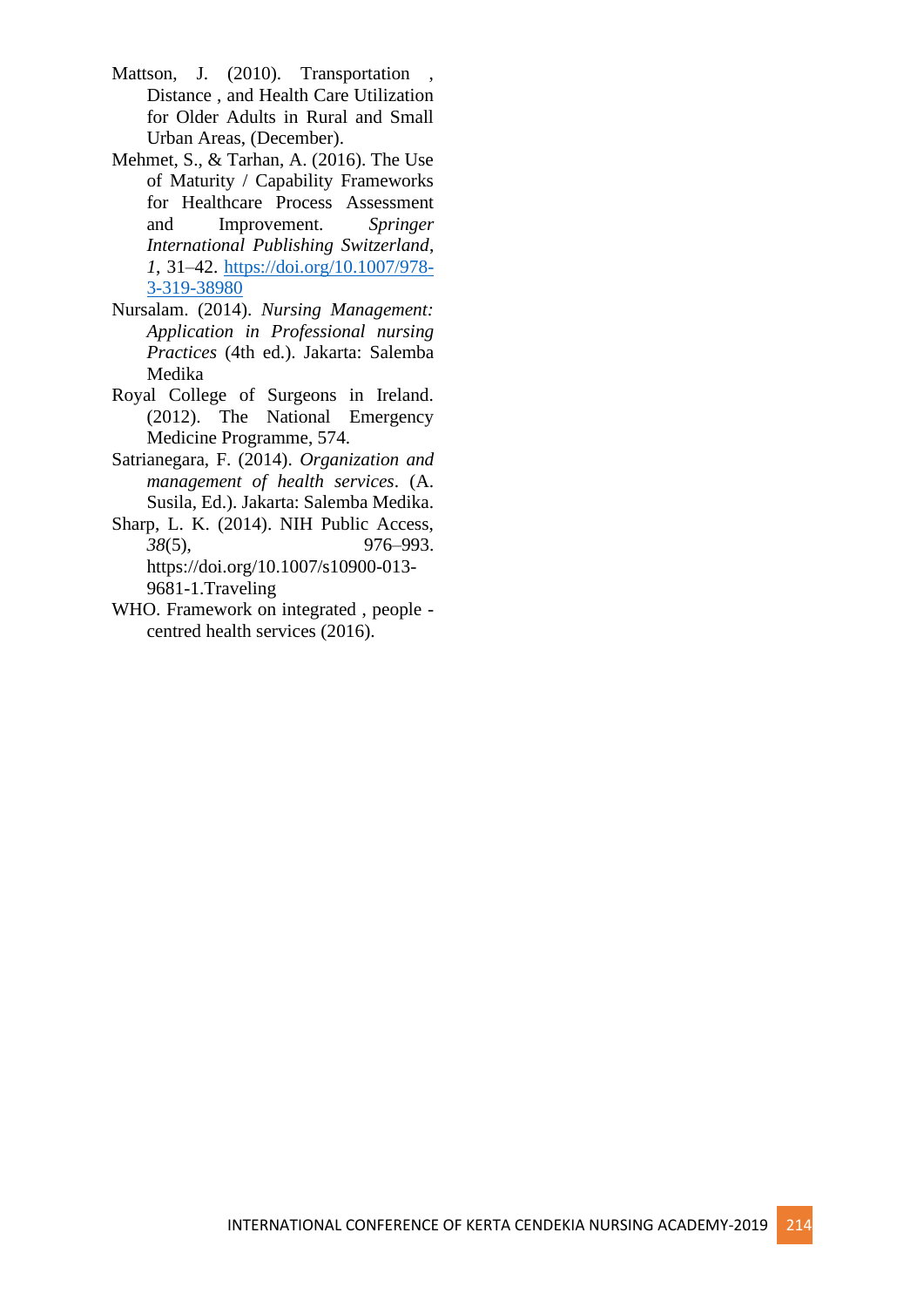Mattson, J. (2010). Transportation , Distance , and Health Care Utilization for Older Adults in Rural and Small Urban Areas, (December).

Mehmet, S., & Tarhan, A. (2016). The Use of Maturity / Capability Frameworks for Healthcare Process Assessment and Improvement. *Springer International Publishing Switzerland*, *1*, 31–42. https://doi.org/10.1007/978-3-319-38980

Nursalam. (2014). *Nursing Management: Application in Professional nursing Practices* (4th ed.). Jakarta: Salemba Medika

Royal College of Surgeons in Ireland. (2012). The National Emergency Medicine Programme, 574.

Satrianegara, F. (2014). *Organization and management of health services*. (A. Susila, Ed.). Jakarta: Salemba Medika.

Sharp, L. K. (2014). NIH Public Access, *38*(5), 976–993. https://doi.org/10.1007/s10900-013-9681-1.Traveling

WHO. Framework on integrated , people - centred health services (2016).